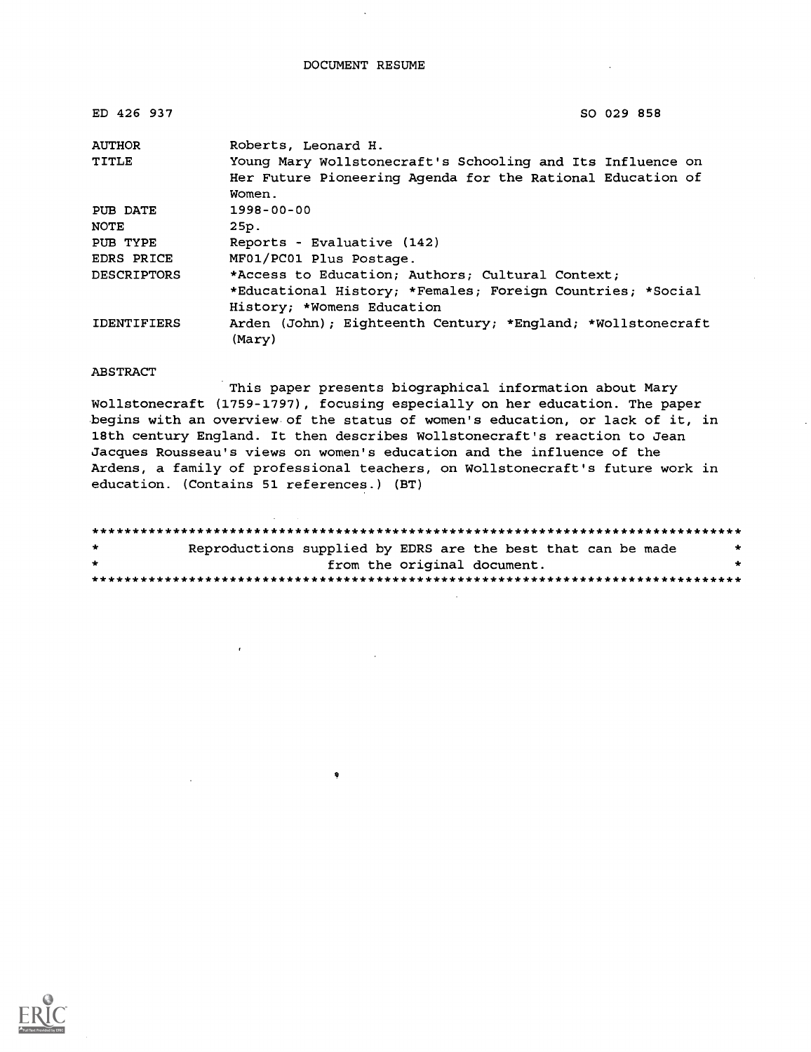DOCUMENT RESUME

| | |
|---|---|
| ED 426 937 | SO 029 858 |
| AUTHOR | Roberts, Leonard H. |
| TITLE | Young Mary Wollstonecraft's Schooling and Its Influence on Her Future Pioneering Agenda for the Rational Education of Women. |
| PUB DATE | 1998-00-00 |
| NOTE | 25p. |
| PUB TYPE | Reports - Evaluative (142) |
| EDRS PRICE | MF01/PC01 Plus Postage. |
| DESCRIPTORS | *Access to Education; Authors; Cultural Context; *Educational History; *Females; Foreign Countries; *Social History; *Womens Education |
| IDENTIFIERS | Arden (John); Eighteenth Century; *England; *Wollstonecraft (Mary) |

ABSTRACT

This paper presents biographical information about Mary Wollstonecraft (1759-1797), focusing especially on her education. The paper begins with an overview of the status of women's education, or lack of it, in 18th century England. It then describes Wollstonecraft's reaction to Jean Jacques Rousseau's views on women's education and the influence of the Ardens, a family of professional teachers, on Wollstonecraft's future work in education. (Contains 51 references.) (BT)

Reproductions supplied by EDRS are the best that can be made from the original document.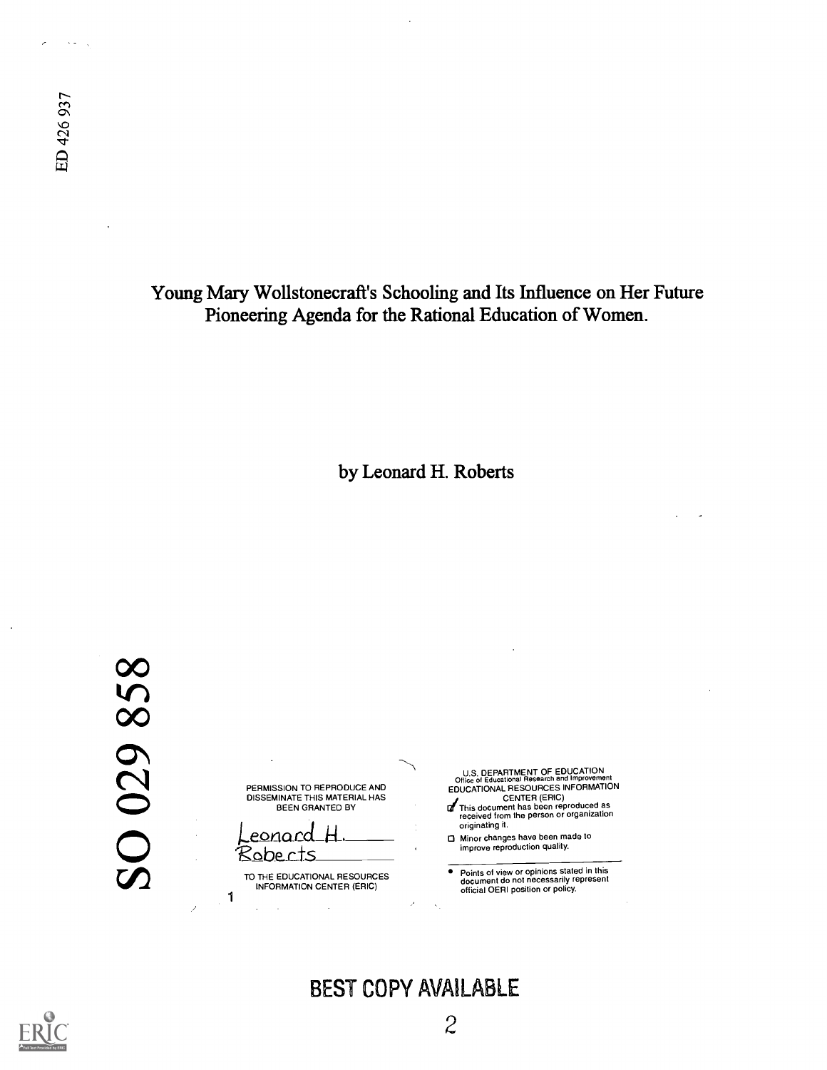ED 426 937

# Young Mary Wollstonecraft's Schooling and Its Influence on Her Future Pioneering Agenda for the Rational Education of Women.

by Leonard H. Roberts

SO 029 858

PERMISSION TO REPRODUCE AND DISSEMINATE THIS MATERIAL HAS BEEN GRANTED BY

Leonard H. Roberts

TO THE EDUCATIONAL RESOURCES INFORMATION CENTER (ERIC)

U.S. DEPARTMENT OF EDUCATION
Office of Educational Research and Improvement
EDUCATIONAL RESOURCES INFORMATION CENTER (ERIC)

- [x] This document has been reproduced as received from the person or organization originating it.
- [ ] Minor changes have been made to improve reproduction quality.

- Points of view or opinions stated in this document do not necessarily represent official OERI position or policy.

BEST COPY AVAILABLE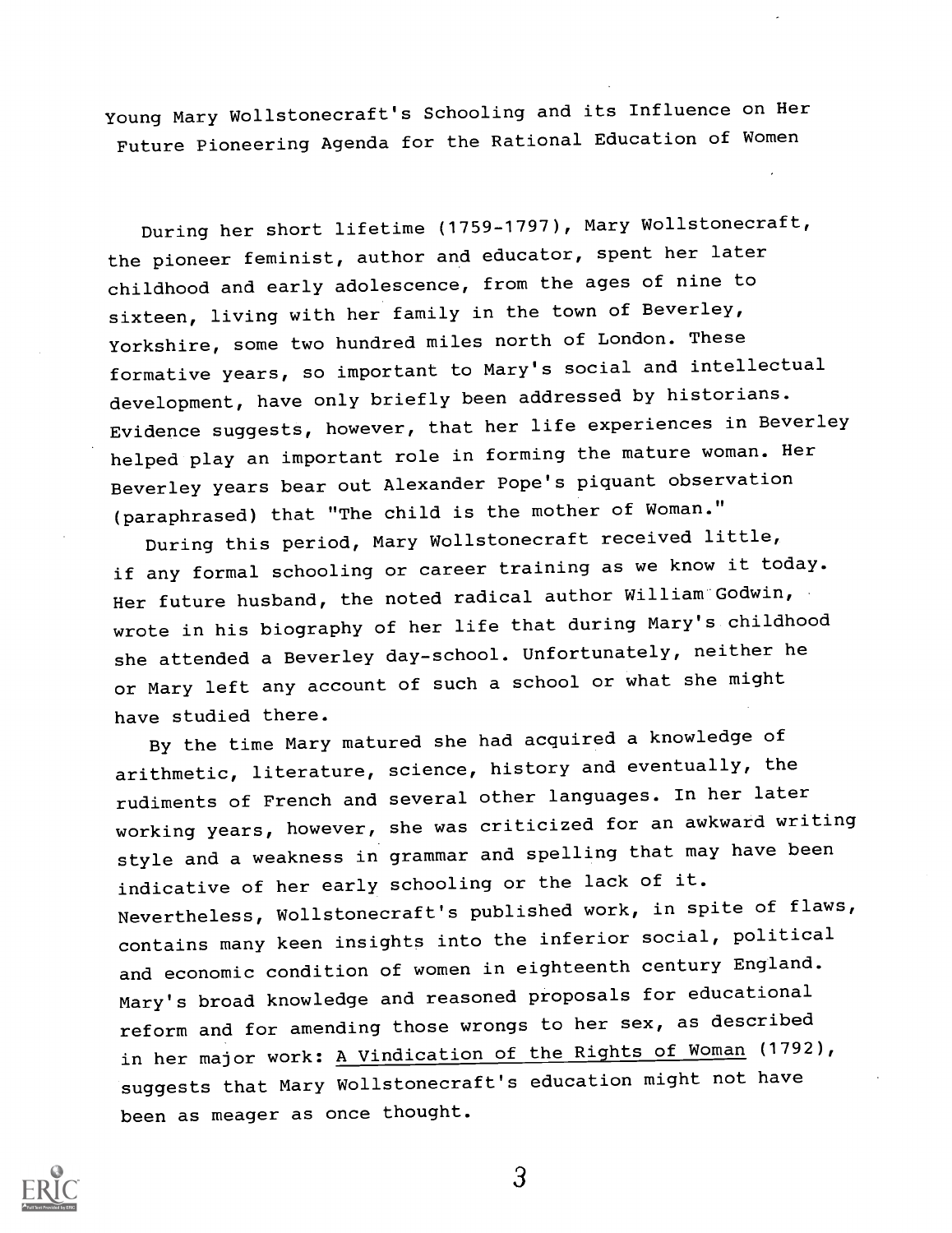# Young Mary Wollstonecraft's Schooling and its Influence on Her Future Pioneering Agenda for the Rational Education of Women

During her short lifetime (1759-1797), Mary Wollstonecraft, the pioneer feminist, author and educator, spent her later childhood and early adolescence, from the ages of nine to sixteen, living with her family in the town of Beverley, Yorkshire, some two hundred miles north of London. These formative years, so important to Mary's social and intellectual development, have only briefly been addressed by historians. Evidence suggests, however, that her life experiences in Beverley helped play an important role in forming the mature woman. Her Beverley years bear out Alexander Pope's piquant observation (paraphrased) that "The child is the mother of Woman."

During this period, Mary Wollstonecraft received little, if any formal schooling or career training as we know it today. Her future husband, the noted radical author William Godwin, wrote in his biography of her life that during Mary's childhood she attended a Beverley day-school. Unfortunately, neither he or Mary left any account of such a school or what she might have studied there.

By the time Mary matured she had acquired a knowledge of arithmetic, literature, science, history and eventually, the rudiments of French and several other languages. In her later working years, however, she was criticized for an awkward writing style and a weakness in grammar and spelling that may have been indicative of her early schooling or the lack of it. Nevertheless, Wollstonecraft's published work, in spite of flaws, contains many keen insights into the inferior social, political and economic condition of women in eighteenth century England. Mary's broad knowledge and reasoned proposals for educational reform and for amending those wrongs to her sex, as described in her major work: A Vindication of the Rights of Woman (1792), suggests that Mary Wollstonecraft's education might not have been as meager as once thought.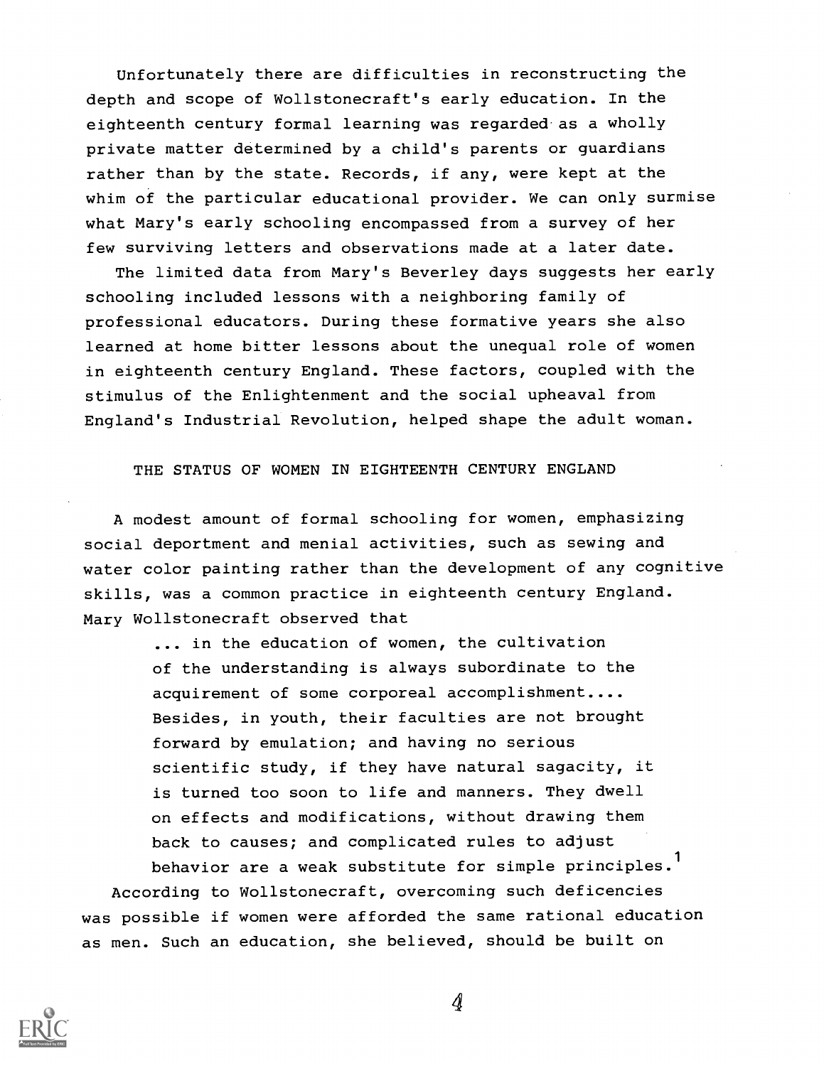Unfortunately there are difficulties in reconstructing the depth and scope of Wollstonecraft's early education. In the eighteenth century formal learning was regarded as a wholly private matter determined by a child's parents or guardians rather than by the state. Records, if any, were kept at the whim of the particular educational provider. We can only surmise what Mary's early schooling encompassed from a survey of her few surviving letters and observations made at a later date.

The limited data from Mary's Beverley days suggests her early schooling included lessons with a neighboring family of professional educators. During these formative years she also learned at home bitter lessons about the unequal role of women in eighteenth century England. These factors, coupled with the stimulus of the Enlightenment and the social upheaval from England's Industrial Revolution, helped shape the adult woman.

## THE STATUS OF WOMEN IN EIGHTEENTH CENTURY ENGLAND

A modest amount of formal schooling for women, emphasizing social deportment and menial activities, such as sewing and water color painting rather than the development of any cognitive skills, was a common practice in eighteenth century England. Mary Wollstonecraft observed that

> ... in the education of women, the cultivation of the understanding is always subordinate to the acquirement of some corporeal accomplishment.... Besides, in youth, their faculties are not brought forward by emulation; and having no serious scientific study, if they have natural sagacity, it is turned too soon to life and manners. They dwell on effects and modifications, without drawing them back to causes; and complicated rules to adjust behavior are a weak substitute for simple principles.[1]

According to Wollstonecraft, overcoming such deficencies was possible if women were afforded the same rational education as men. Such an education, she believed, should be built on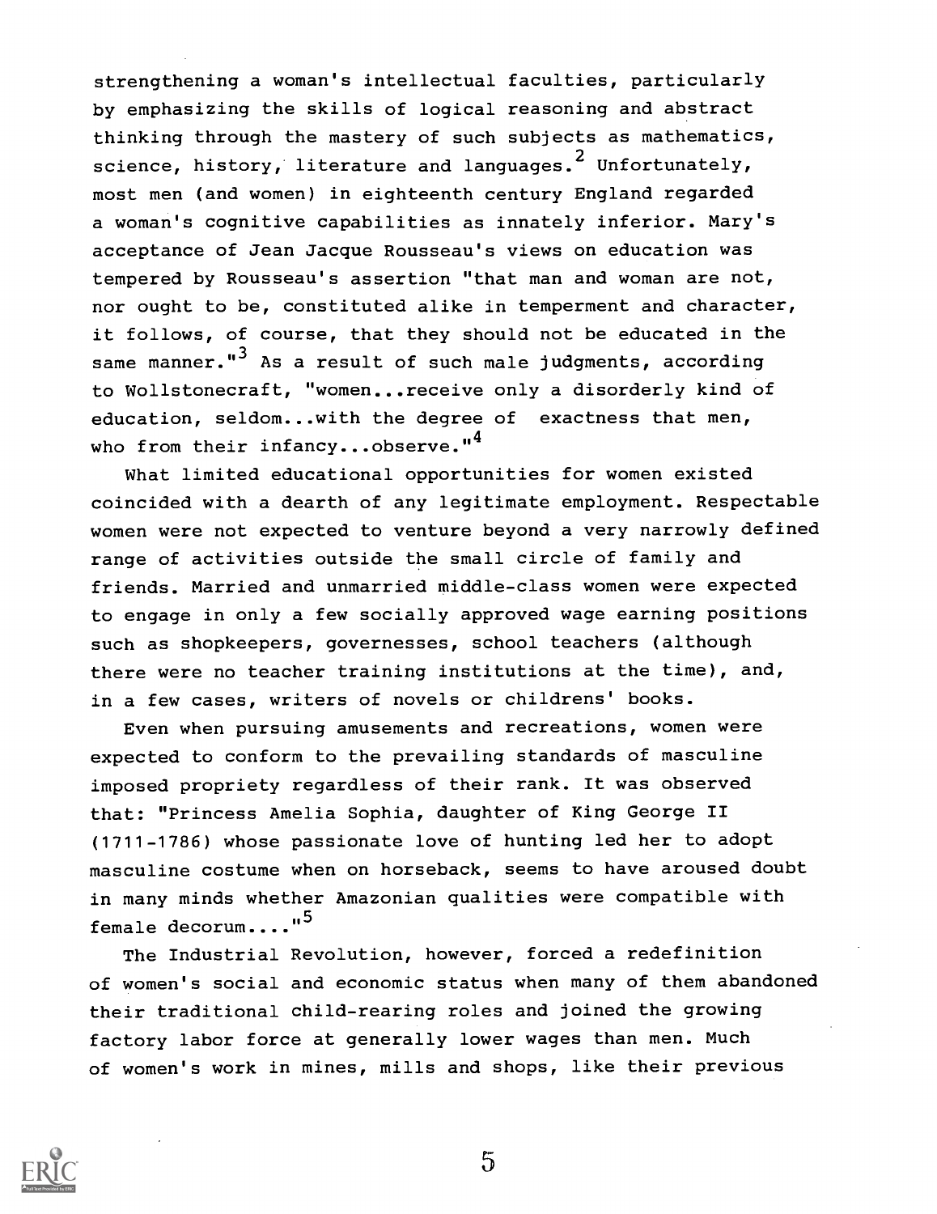strengthening a woman's intellectual faculties, particularly by emphasizing the skills of logical reasoning and abstract thinking through the mastery of such subjects as mathematics, science, history, literature and languages.[2] Unfortunately, most men (and women) in eighteenth century England regarded a woman's cognitive capabilities as innately inferior. Mary's acceptance of Jean Jacque Rousseau's views on education was tempered by Rousseau's assertion "that man and woman are not, nor ought to be, constituted alike in temperment and character, it follows, of course, that they should not be educated in the same manner."[3] As a result of such male judgments, according to Wollstonecraft, "women...receive only a disorderly kind of education, seldom...with the degree of exactness that men, who from their infancy...observe."[4]

What limited educational opportunities for women existed coincided with a dearth of any legitimate employment. Respectable women were not expected to venture beyond a very narrowly defined range of activities outside the small circle of family and friends. Married and unmarried middle-class women were expected to engage in only a few socially approved wage earning positions such as shopkeepers, governesses, school teachers (although there were no teacher training institutions at the time), and, in a few cases, writers of novels or childrens' books.

Even when pursuing amusements and recreations, women were expected to conform to the prevailing standards of masculine imposed propriety regardless of their rank. It was observed that: "Princess Amelia Sophia, daughter of King George II (1711-1786) whose passionate love of hunting led her to adopt masculine costume when on horseback, seems to have aroused doubt in many minds whether Amazonian qualities were compatible with female decorum...."[5]

The Industrial Revolution, however, forced a redefinition of women's social and economic status when many of them abandoned their traditional child-rearing roles and joined the growing factory labor force at generally lower wages than men. Much of women's work in mines, mills and shops, like their previous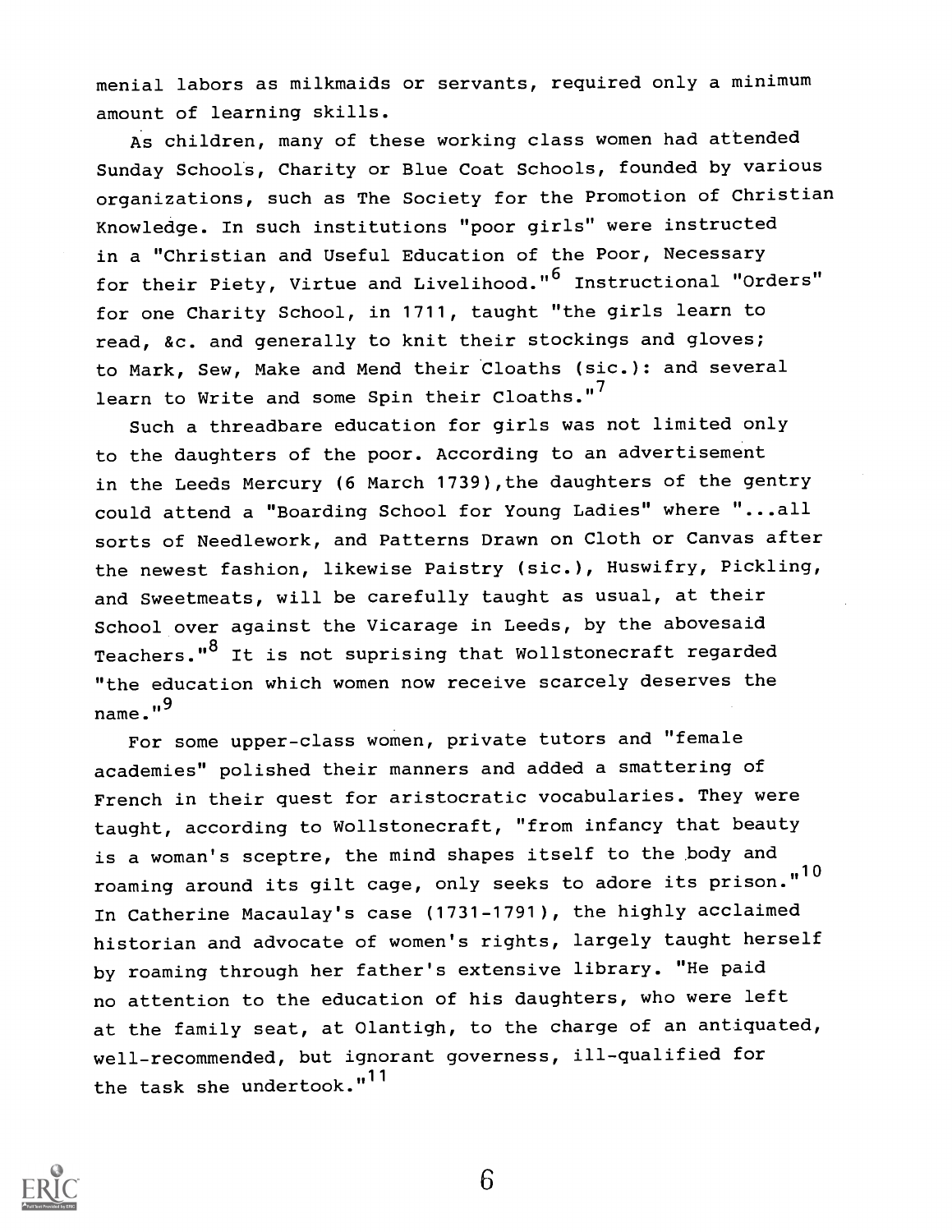menial labors as milkmaids or servants, required only a minimum amount of learning skills.

As children, many of these working class women had attended Sunday Schools, Charity or Blue Coat Schools, founded by various organizations, such as The Society for the Promotion of Christian Knowledge. In such institutions "poor girls" were instructed in a "Christian and Useful Education of the Poor, Necessary for their Piety, Virtue and Livelihood."[6] Instructional "Orders" for one Charity School, in 1711, taught "the girls learn to read, &c. and generally to knit their stockings and gloves; to Mark, Sew, Make and Mend their Cloaths (sic.): and several learn to Write and some Spin their Cloaths."[7]

Such a threadbare education for girls was not limited only to the daughters of the poor. According to an advertisement in the Leeds Mercury (6 March 1739),the daughters of the gentry could attend a "Boarding School for Young Ladies" where "...all sorts of Needlework, and Patterns Drawn on Cloth or Canvas after the newest fashion, likewise Paistry (sic.), Huswifry, Pickling, and Sweetmeats, will be carefully taught as usual, at their School over against the Vicarage in Leeds, by the abovesaid Teachers."[8] It is not suprising that Wollstonecraft regarded "the education which women now receive scarcely deserves the name."[9]

For some upper-class women, private tutors and "female academies" polished their manners and added a smattering of French in their quest for aristocratic vocabularies. They were taught, according to Wollstonecraft, "from infancy that beauty is a woman's sceptre, the mind shapes itself to the body and roaming around its gilt cage, only seeks to adore its prison."[10] In Catherine Macaulay's case (1731-1791), the highly acclaimed historian and advocate of women's rights, largely taught herself by roaming through her father's extensive library. "He paid no attention to the education of his daughters, who were left at the family seat, at Olantigh, to the charge of an antiquated, well-recommended, but ignorant governess, ill-qualified for the task she undertook."[11]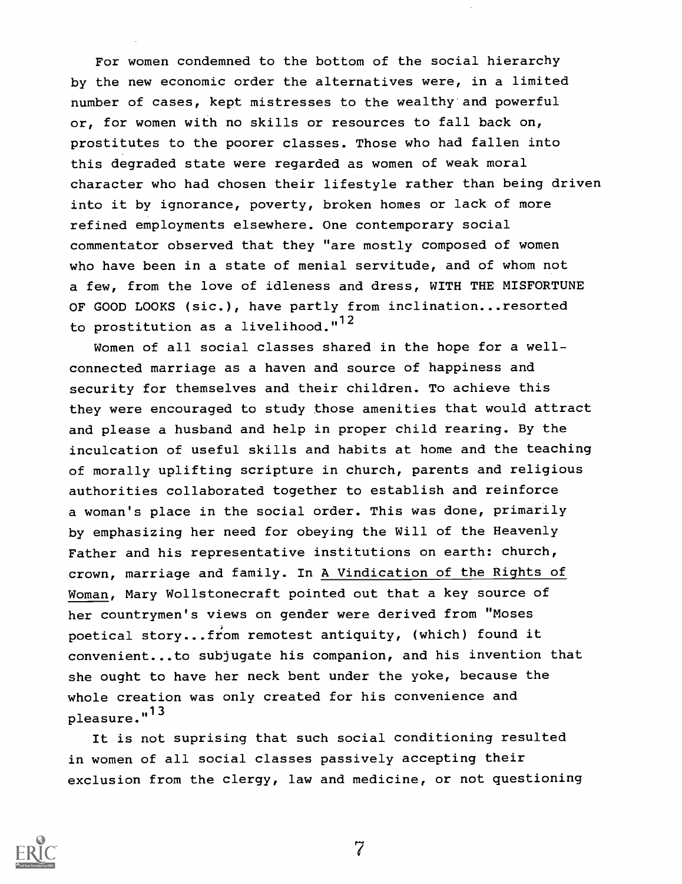For women condemned to the bottom of the social hierarchy by the new economic order the alternatives were, in a limited number of cases, kept mistresses to the wealthy and powerful or, for women with no skills or resources to fall back on, prostitutes to the poorer classes. Those who had fallen into this degraded state were regarded as women of weak moral character who had chosen their lifestyle rather than being driven into it by ignorance, poverty, broken homes or lack of more refined employments elsewhere. One contemporary social commentator observed that they "are mostly composed of women who have been in a state of menial servitude, and of whom not a few, from the love of idleness and dress, WITH THE MISFORTUNE OF GOOD LOOKS (sic.), have partly from inclination...resorted to prostitution as a livelihood."[12]

Women of all social classes shared in the hope for a well-connected marriage as a haven and source of happiness and security for themselves and their children. To achieve this they were encouraged to study those amenities that would attract and please a husband and help in proper child rearing. By the inculcation of useful skills and habits at home and the teaching of morally uplifting scripture in church, parents and religious authorities collaborated together to establish and reinforce a woman's place in the social order. This was done, primarily by emphasizing her need for obeying the Will of the Heavenly Father and his representative institutions on earth: church, crown, marriage and family. In <u>A Vindication of the Rights of Woman</u>, Mary Wollstonecraft pointed out that a key source of her countrymen's views on gender were derived from "Moses poetical story...from remotest antiquity, (which) found it convenient...to subjugate his companion, and his invention that she ought to have her neck bent under the yoke, because the whole creation was only created for his convenience and pleasure."[13]

It is not suprising that such social conditioning resulted in women of all social classes passively accepting their exclusion from the clergy, law and medicine, or not questioning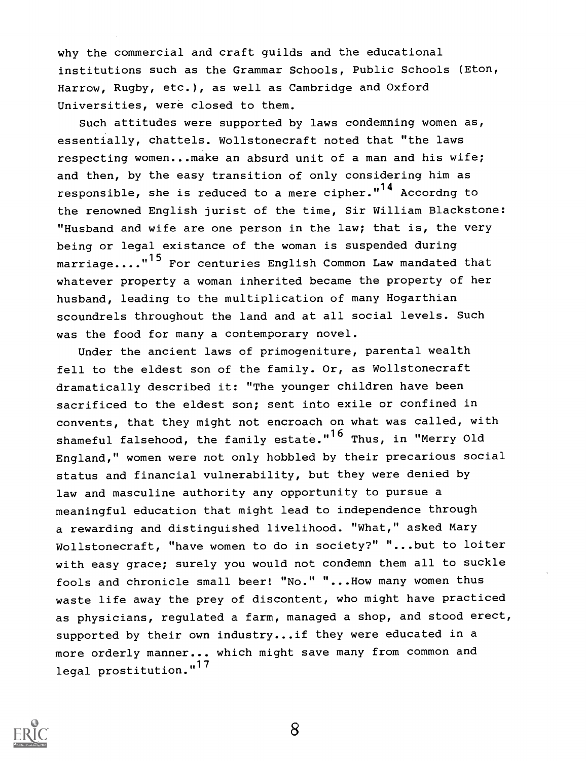why the commercial and craft guilds and the educational institutions such as the Grammar Schools, Public Schools (Eton, Harrow, Rugby, etc.), as well as Cambridge and Oxford Universities, were closed to them.

Such attitudes were supported by laws condemning women as, essentially, chattels. Wollstonecraft noted that "the laws respecting women...make an absurd unit of a man and his wife; and then, by the easy transition of only considering him as responsible, she is reduced to a mere cipher."[14] Accordng to the renowned English jurist of the time, Sir William Blackstone: "Husband and wife are one person in the law; that is, the very being or legal existance of the woman is suspended during marriage...."[15] For centuries English Common Law mandated that whatever property a woman inherited became the property of her husband, leading to the multiplication of many Hogarthian scoundrels throughout the land and at all social levels. Such was the food for many a contemporary novel.

Under the ancient laws of primogeniture, parental wealth fell to the eldest son of the family. Or, as Wollstonecraft dramatically described it: "The younger children have been sacrificed to the eldest son; sent into exile or confined in convents, that they might not encroach on what was called, with shameful falsehood, the family estate."[16] Thus, in "Merry Old England," women were not only hobbled by their precarious social status and financial vulnerability, but they were denied by law and masculine authority any opportunity to pursue a meaningful education that might lead to independence through a rewarding and distinguished livelihood. "What," asked Mary Wollstonecraft, "have women to do in society?" "...but to loiter with easy grace; surely you would not condemn them all to suckle fools and chronicle small beer! "No." "...How many women thus waste life away the prey of discontent, who might have practiced as physicians, regulated a farm, managed a shop, and stood erect, supported by their own industry...if they were educated in a more orderly manner... which might save many from common and legal prostitution."[17]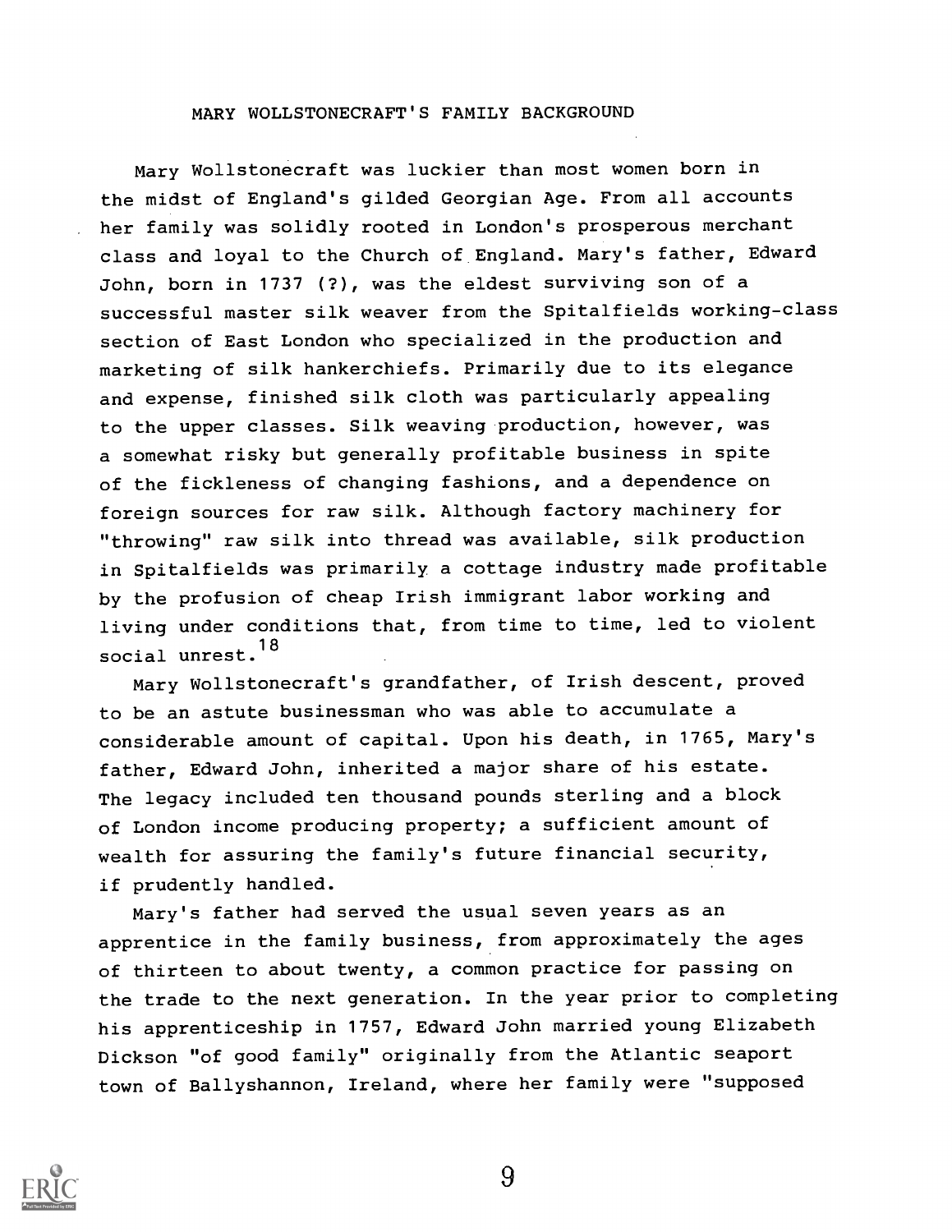## MARY WOLLSTONECRAFT'S FAMILY BACKGROUND

Mary Wollstonecraft was luckier than most women born in the midst of England's gilded Georgian Age. From all accounts her family was solidly rooted in London's prosperous merchant class and loyal to the Church of England. Mary's father, Edward John, born in 1737 (?), was the eldest surviving son of a successful master silk weaver from the Spitalfields working-class section of East London who specialized in the production and marketing of silk hankerchiefs. Primarily due to its elegance and expense, finished silk cloth was particularly appealing to the upper classes. Silk weaving production, however, was a somewhat risky but generally profitable business in spite of the fickleness of changing fashions, and a dependence on foreign sources for raw silk. Although factory machinery for "throwing" raw silk into thread was available, silk production in Spitalfields was primarily a cottage industry made profitable by the profusion of cheap Irish immigrant labor working and living under conditions that, from time to time, led to violent social unrest.[18]

Mary Wollstonecraft's grandfather, of Irish descent, proved to be an astute businessman who was able to accumulate a considerable amount of capital. Upon his death, in 1765, Mary's father, Edward John, inherited a major share of his estate. The legacy included ten thousand pounds sterling and a block of London income producing property; a sufficient amount of wealth for assuring the family's future financial security, if prudently handled.

Mary's father had served the usual seven years as an apprentice in the family business, from approximately the ages of thirteen to about twenty, a common practice for passing on the trade to the next generation. In the year prior to completing his apprenticeship in 1757, Edward John married young Elizabeth Dickson "of good family" originally from the Atlantic seaport town of Ballyshannon, Ireland, where her family were "supposed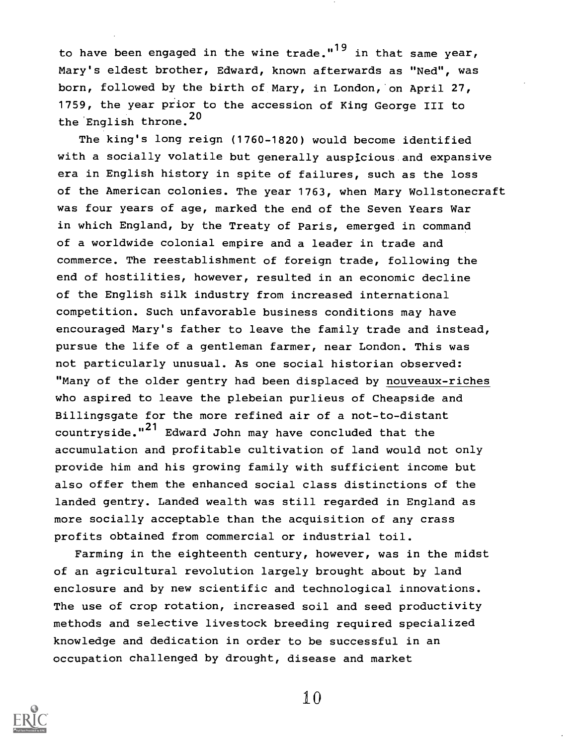to have been engaged in the wine trade."[19] in that same year, Mary's eldest brother, Edward, known afterwards as "Ned", was born, followed by the birth of Mary, in London, on April 27, 1759, the year prior to the accession of King George III to the English throne.[20]

The king's long reign (1760-1820) would become identified with a socially volatile but generally auspicious and expansive era in English history in spite of failures, such as the loss of the American colonies. The year 1763, when Mary Wollstonecraft was four years of age, marked the end of the Seven Years War in which England, by the Treaty of Paris, emerged in command of a worldwide colonial empire and a leader in trade and commerce. The reestablishment of foreign trade, following the end of hostilities, however, resulted in an economic decline of the English silk industry from increased international competition. Such unfavorable business conditions may have encouraged Mary's father to leave the family trade and instead, pursue the life of a gentleman farmer, near London. This was not particularly unusual. As one social historian observed: "Many of the older gentry had been displaced by nouveaux-riches who aspired to leave the plebeian purlieus of Cheapside and Billingsgate for the more refined air of a not-to-distant countryside."[21] Edward John may have concluded that the accumulation and profitable cultivation of land would not only provide him and his growing family with sufficient income but also offer them the enhanced social class distinctions of the landed gentry. Landed wealth was still regarded in England as more socially acceptable than the acquisition of any crass profits obtained from commercial or industrial toil.

Farming in the eighteenth century, however, was in the midst of an agricultural revolution largely brought about by land enclosure and by new scientific and technological innovations. The use of crop rotation, increased soil and seed productivity methods and selective livestock breeding required specialized knowledge and dedication in order to be successful in an occupation challenged by drought, disease and market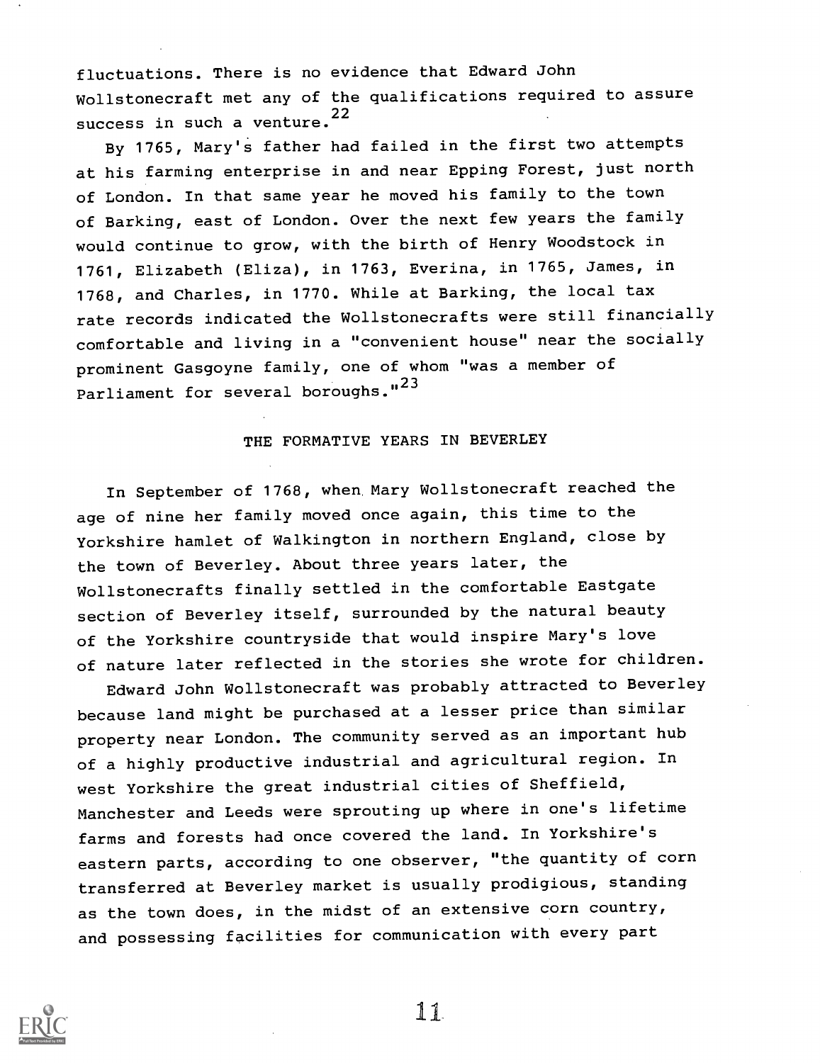fluctuations. There is no evidence that Edward John Wollstonecraft met any of the qualifications required to assure success in such a venture.[22]

By 1765, Mary's father had failed in the first two attempts at his farming enterprise in and near Epping Forest, just north of London. In that same year he moved his family to the town of Barking, east of London. Over the next few years the family would continue to grow, with the birth of Henry Woodstock in 1761, Elizabeth (Eliza), in 1763, Everina, in 1765, James, in 1768, and Charles, in 1770. While at Barking, the local tax rate records indicated the Wollstonecrafts were still financially comfortable and living in a "convenient house" near the socially prominent Gasgoyne family, one of whom "was a member of Parliament for several boroughs."[23]

## THE FORMATIVE YEARS IN BEVERLEY

In September of 1768, when Mary Wollstonecraft reached the age of nine her family moved once again, this time to the Yorkshire hamlet of Walkington in northern England, close by the town of Beverley. About three years later, the Wollstonecrafts finally settled in the comfortable Eastgate section of Beverley itself, surrounded by the natural beauty of the Yorkshire countryside that would inspire Mary's love of nature later reflected in the stories she wrote for children.

Edward John Wollstonecraft was probably attracted to Beverley because land might be purchased at a lesser price than similar property near London. The community served as an important hub of a highly productive industrial and agricultural region. In west Yorkshire the great industrial cities of Sheffield, Manchester and Leeds were sprouting up where in one's lifetime farms and forests had once covered the land. In Yorkshire's eastern parts, according to one observer, "the quantity of corn transferred at Beverley market is usually prodigious, standing as the town does, in the midst of an extensive corn country, and possessing facilities for communication with every part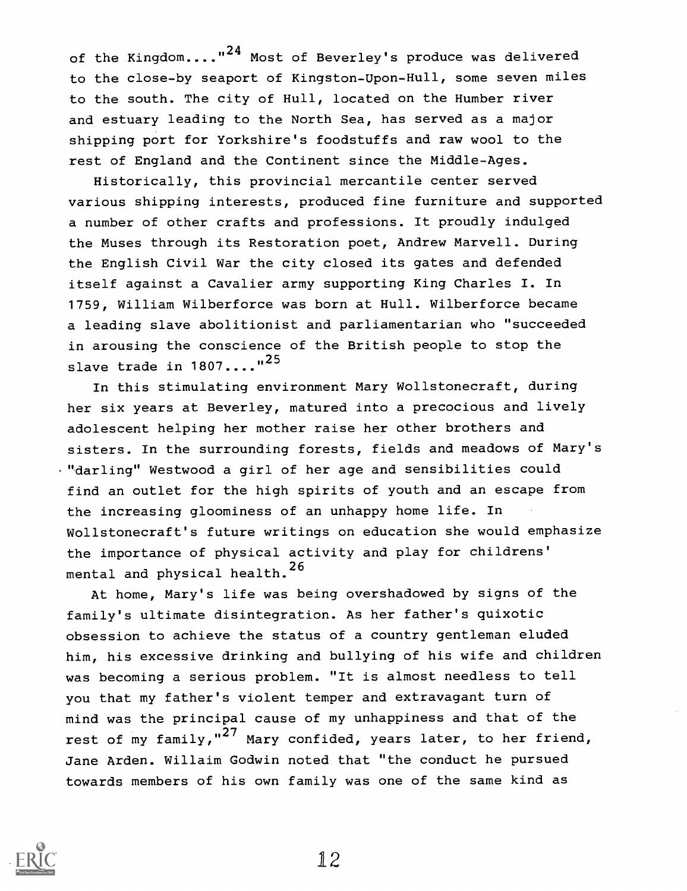of the Kingdom...."[24] Most of Beverley's produce was delivered to the close-by seaport of Kingston-Upon-Hull, some seven miles to the south. The city of Hull, located on the Humber river and estuary leading to the North Sea, has served as a major shipping port for Yorkshire's foodstuffs and raw wool to the rest of England and the Continent since the Middle-Ages.

Historically, this provincial mercantile center served various shipping interests, produced fine furniture and supported a number of other crafts and professions. It proudly indulged the Muses through its Restoration poet, Andrew Marvell. During the English Civil War the city closed its gates and defended itself against a Cavalier army supporting King Charles I. In 1759, William Wilberforce was born at Hull. Wilberforce became a leading slave abolitionist and parliamentarian who "succeeded in arousing the conscience of the British people to stop the slave trade in 1807...."[25]

In this stimulating environment Mary Wollstonecraft, during her six years at Beverley, matured into a precocious and lively adolescent helping her mother raise her other brothers and sisters. In the surrounding forests, fields and meadows of Mary's "darling" Westwood a girl of her age and sensibilities could find an outlet for the high spirits of youth and an escape from the increasing gloominess of an unhappy home life. In Wollstonecraft's future writings on education she would emphasize the importance of physical activity and play for childrens' mental and physical health.[26]

At home, Mary's life was being overshadowed by signs of the family's ultimate disintegration. As her father's quixotic obsession to achieve the status of a country gentleman eluded him, his excessive drinking and bullying of his wife and children was becoming a serious problem. "It is almost needless to tell you that my father's violent temper and extravagant turn of mind was the principal cause of my unhappiness and that of the rest of my family,"[27] Mary confided, years later, to her friend, Jane Arden. Willaim Godwin noted that "the conduct he pursued towards members of his own family was one of the same kind as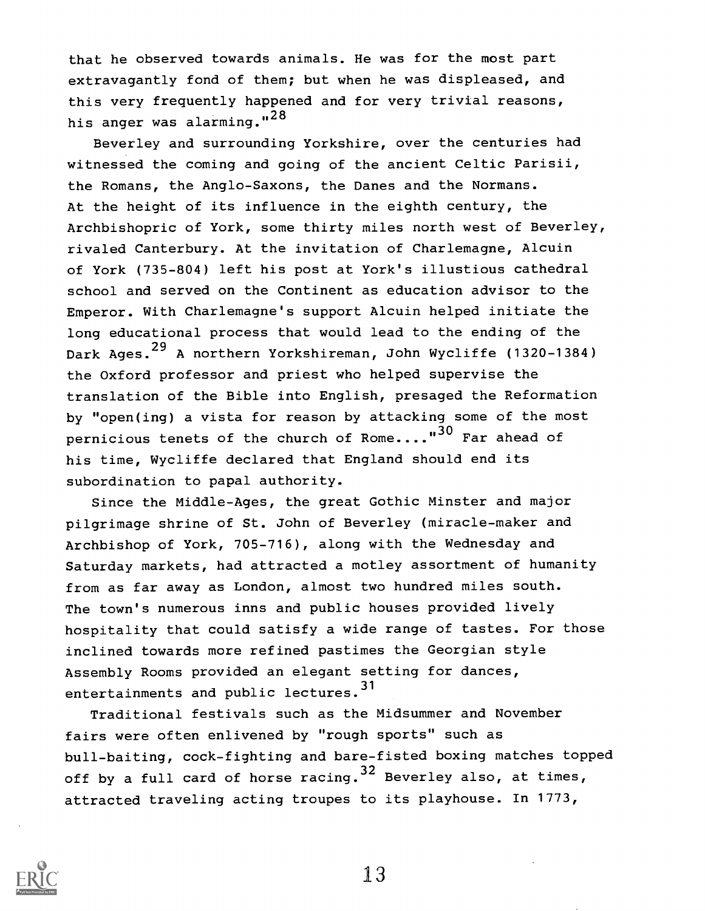that he observed towards animals. He was for the most part extravagantly fond of them; but when he was displeased, and this very frequently happened and for very trivial reasons, his anger was alarming."[28]

Beverley and surrounding Yorkshire, over the centuries had witnessed the coming and going of the ancient Celtic Parisii, the Romans, the Anglo-Saxons, the Danes and the Normans. At the height of its influence in the eighth century, the Archbishopric of York, some thirty miles north west of Beverley, rivaled Canterbury. At the invitation of Charlemagne, Alcuin of York (735-804) left his post at York's illustious cathedral school and served on the Continent as education advisor to the Emperor. With Charlemagne's support Alcuin helped initiate the long educational process that would lead to the ending of the Dark Ages.[29] A northern Yorkshireman, John Wycliffe (1320-1384) the Oxford professor and priest who helped supervise the translation of the Bible into English, presaged the Reformation by "open(ing) a vista for reason by attacking some of the most pernicious tenets of the church of Rome...."[30] Far ahead of his time, Wycliffe declared that England should end its subordination to papal authority.

Since the Middle-Ages, the great Gothic Minster and major pilgrimage shrine of St. John of Beverley (miracle-maker and Archbishop of York, 705-716), along with the Wednesday and Saturday markets, had attracted a motley assortment of humanity from as far away as London, almost two hundred miles south. The town's numerous inns and public houses provided lively hospitality that could satisfy a wide range of tastes. For those inclined towards more refined pastimes the Georgian style Assembly Rooms provided an elegant setting for dances, entertainments and public lectures.[31]

Traditional festivals such as the Midsummer and November fairs were often enlivened by "rough sports" such as bull-baiting, cock-fighting and bare-fisted boxing matches topped off by a full card of horse racing.[32] Beverley also, at times, attracted traveling acting troupes to its playhouse. In 1773,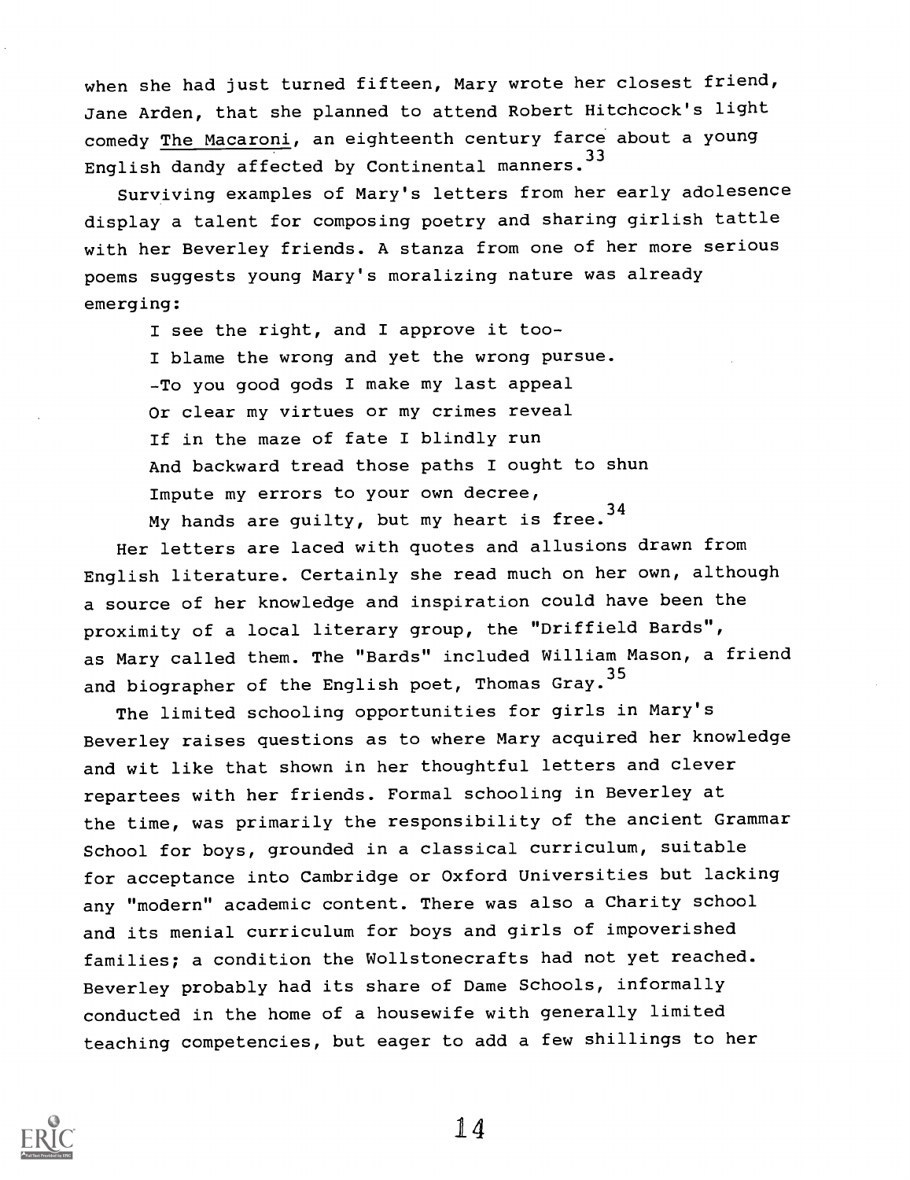when she had just turned fifteen, Mary wrote her closest friend, Jane Arden, that she planned to attend Robert Hitchcock's light comedy The Macaroni, an eighteenth century farce about a young English dandy affected by Continental manners.[33]

Surviving examples of Mary's letters from her early adolesence display a talent for composing poetry and sharing girlish tattle with her Beverley friends. A stanza from one of her more serious poems suggests young Mary's moralizing nature was already emerging:

> I see the right, and I approve it too-
> I blame the wrong and yet the wrong pursue.
> -To you good gods I make my last appeal
> Or clear my virtues or my crimes reveal
> If in the maze of fate I blindly run
> And backward tread those paths I ought to shun
> Impute my errors to your own decree,
> My hands are guilty, but my heart is free.[34]

Her letters are laced with quotes and allusions drawn from English literature. Certainly she read much on her own, although a source of her knowledge and inspiration could have been the proximity of a local literary group, the "Driffield Bards", as Mary called them. The "Bards" included William Mason, a friend and biographer of the English poet, Thomas Gray.[35]

The limited schooling opportunities for girls in Mary's Beverley raises questions as to where Mary acquired her knowledge and wit like that shown in her thoughtful letters and clever repartees with her friends. Formal schooling in Beverley at the time, was primarily the responsibility of the ancient Grammar School for boys, grounded in a classical curriculum, suitable for acceptance into Cambridge or Oxford Universities but lacking any "modern" academic content. There was also a Charity school and its menial curriculum for boys and girls of impoverished families; a condition the Wollstonecrafts had not yet reached. Beverley probably had its share of Dame Schools, informally conducted in the home of a housewife with generally limited teaching competencies, but eager to add a few shillings to her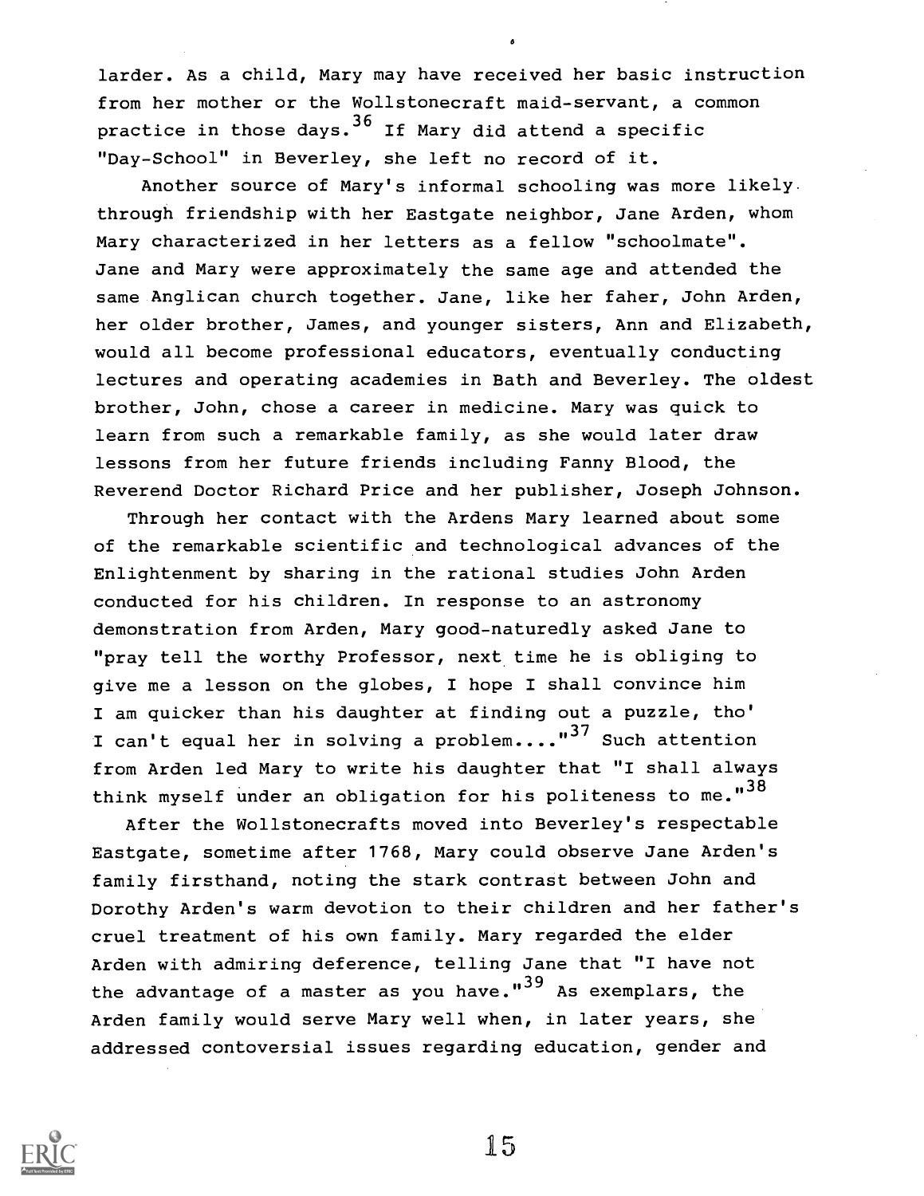larder. As a child, Mary may have received her basic instruction from her mother or the Wollstonecraft maid-servant, a common practice in those days.[36] If Mary did attend a specific "Day-School" in Beverley, she left no record of it.

Another source of Mary's informal schooling was more likely through friendship with her Eastgate neighbor, Jane Arden, whom Mary characterized in her letters as a fellow "schoolmate". Jane and Mary were approximately the same age and attended the same Anglican church together. Jane, like her faher, John Arden, her older brother, James, and younger sisters, Ann and Elizabeth, would all become professional educators, eventually conducting lectures and operating academies in Bath and Beverley. The oldest brother, John, chose a career in medicine. Mary was quick to learn from such a remarkable family, as she would later draw lessons from her future friends including Fanny Blood, the Reverend Doctor Richard Price and her publisher, Joseph Johnson.

Through her contact with the Ardens Mary learned about some of the remarkable scientific and technological advances of the Enlightenment by sharing in the rational studies John Arden conducted for his children. In response to an astronomy demonstration from Arden, Mary good-naturedly asked Jane to "pray tell the worthy Professor, next time he is obliging to give me a lesson on the globes, I hope I shall convince him I am quicker than his daughter at finding out a puzzle, tho' I can't equal her in solving a problem...."[37] Such attention from Arden led Mary to write his daughter that "I shall always think myself under an obligation for his politeness to me."[38]

After the Wollstonecrafts moved into Beverley's respectable Eastgate, sometime after 1768, Mary could observe Jane Arden's family firsthand, noting the stark contrast between John and Dorothy Arden's warm devotion to their children and her father's cruel treatment of his own family. Mary regarded the elder Arden with admiring deference, telling Jane that "I have not the advantage of a master as you have."[39] As exemplars, the Arden family would serve Mary well when, in later years, she addressed contoversial issues regarding education, gender and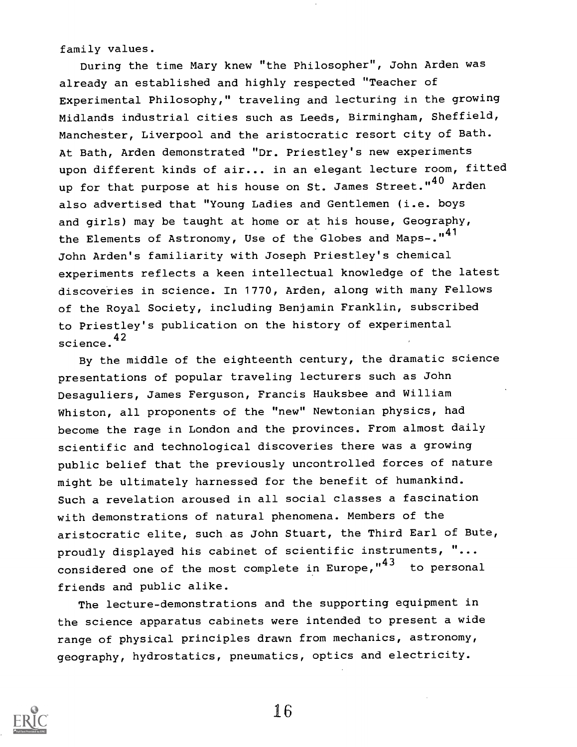family values.

During the time Mary knew "the Philosopher", John Arden was already an established and highly respected "Teacher of Experimental Philosophy," traveling and lecturing in the growing Midlands industrial cities such as Leeds, Birmingham, Sheffield, Manchester, Liverpool and the aristocratic resort city of Bath. At Bath, Arden demonstrated "Dr. Priestley's new experiments upon different kinds of air... in an elegant lecture room, fitted up for that purpose at his house on St. James Street."[40] Arden also advertised that "Young Ladies and Gentlemen (i.e. boys and girls) may be taught at home or at his house, Geography, the Elements of Astronomy, Use of the Globes and Maps-."[41] John Arden's familiarity with Joseph Priestley's chemical experiments reflects a keen intellectual knowledge of the latest discoveries in science. In 1770, Arden, along with many Fellows of the Royal Society, including Benjamin Franklin, subscribed to Priestley's publication on the history of experimental science.[42]

By the middle of the eighteenth century, the dramatic science presentations of popular traveling lecturers such as John Desaguliers, James Ferguson, Francis Hauksbee and William Whiston, all proponents of the "new" Newtonian physics, had become the rage in London and the provinces. From almost daily scientific and technological discoveries there was a growing public belief that the previously uncontrolled forces of nature might be ultimately harnessed for the benefit of humankind. Such a revelation aroused in all social classes a fascination with demonstrations of natural phenomena. Members of the aristocratic elite, such as John Stuart, the Third Earl of Bute, proudly displayed his cabinet of scientific instruments, "... considered one of the most complete in Europe,"[43] to personal friends and public alike.

The lecture-demonstrations and the supporting equipment in the science apparatus cabinets were intended to present a wide range of physical principles drawn from mechanics, astronomy, geography, hydrostatics, pneumatics, optics and electricity.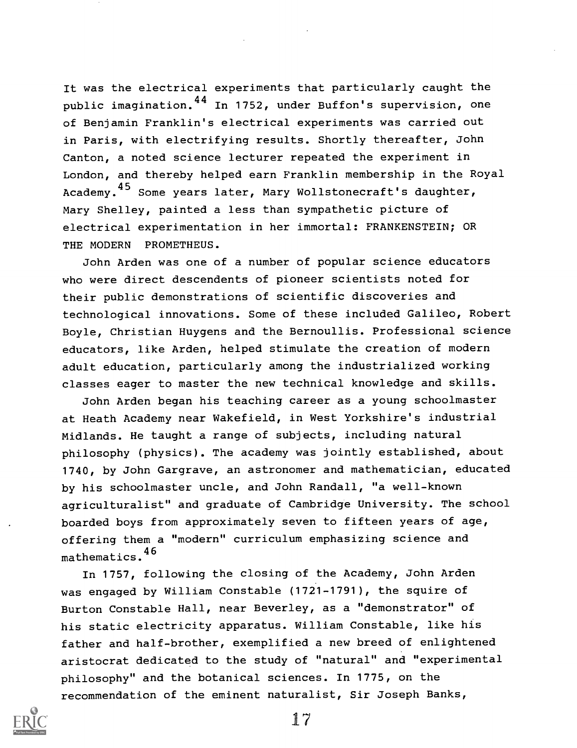It was the electrical experiments that particularly caught the public imagination.[44] In 1752, under Buffon's supervision, one of Benjamin Franklin's electrical experiments was carried out in Paris, with electrifying results. Shortly thereafter, John Canton, a noted science lecturer repeated the experiment in London, and thereby helped earn Franklin membership in the Royal Academy.[45] Some years later, Mary Wollstonecraft's daughter, Mary Shelley, painted a less than sympathetic picture of electrical experimentation in her immortal: FRANKENSTEIN; OR THE MODERN PROMETHEUS.

John Arden was one of a number of popular science educators who were direct descendents of pioneer scientists noted for their public demonstrations of scientific discoveries and technological innovations. Some of these included Galileo, Robert Boyle, Christian Huygens and the Bernoullis. Professional science educators, like Arden, helped stimulate the creation of modern adult education, particularly among the industrialized working classes eager to master the new technical knowledge and skills.

John Arden began his teaching career as a young schoolmaster at Heath Academy near Wakefield, in West Yorkshire's industrial Midlands. He taught a range of subjects, including natural philosophy (physics). The academy was jointly established, about 1740, by John Gargrave, an astronomer and mathematician, educated by his schoolmaster uncle, and John Randall, "a well-known agriculturalist" and graduate of Cambridge University. The school boarded boys from approximately seven to fifteen years of age, offering them a "modern" curriculum emphasizing science and mathematics.[46]

In 1757, following the closing of the Academy, John Arden was engaged by William Constable (1721-1791), the squire of Burton Constable Hall, near Beverley, as a "demonstrator" of his static electricity apparatus. William Constable, like his father and half-brother, exemplified a new breed of enlightened aristocrat dedicated to the study of "natural" and "experimental philosophy" and the botanical sciences. In 1775, on the recommendation of the eminent naturalist, Sir Joseph Banks,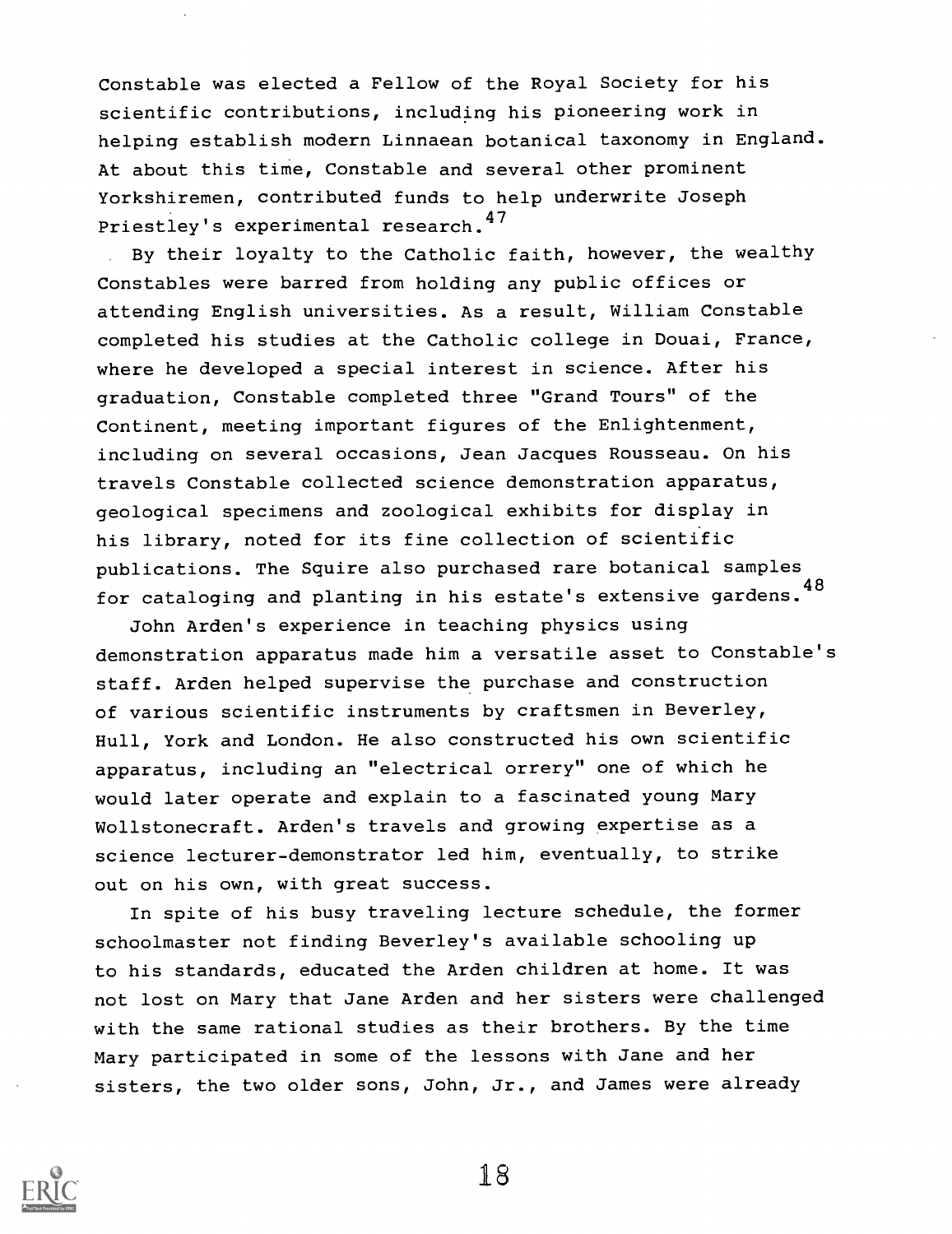Constable was elected a Fellow of the Royal Society for his scientific contributions, including his pioneering work in helping establish modern Linnaean botanical taxonomy in England. At about this time, Constable and several other prominent Yorkshiremen, contributed funds to help underwrite Joseph Priestley's experimental research.[47]

By their loyalty to the Catholic faith, however, the wealthy Constables were barred from holding any public offices or attending English universities. As a result, William Constable completed his studies at the Catholic college in Douai, France, where he developed a special interest in science. After his graduation, Constable completed three "Grand Tours" of the Continent, meeting important figures of the Enlightenment, including on several occasions, Jean Jacques Rousseau. On his travels Constable collected science demonstration apparatus, geological specimens and zoological exhibits for display in his library, noted for its fine collection of scientific publications. The Squire also purchased rare botanical samples for cataloging and planting in his estate's extensive gardens.[48]

John Arden's experience in teaching physics using demonstration apparatus made him a versatile asset to Constable's staff. Arden helped supervise the purchase and construction of various scientific instruments by craftsmen in Beverley, Hull, York and London. He also constructed his own scientific apparatus, including an "electrical orrery" one of which he would later operate and explain to a fascinated young Mary Wollstonecraft. Arden's travels and growing expertise as a science lecturer-demonstrator led him, eventually, to strike out on his own, with great success.

In spite of his busy traveling lecture schedule, the former schoolmaster not finding Beverley's available schooling up to his standards, educated the Arden children at home. It was not lost on Mary that Jane Arden and her sisters were challenged with the same rational studies as their brothers. By the time Mary participated in some of the lessons with Jane and her sisters, the two older sons, John, Jr., and James were already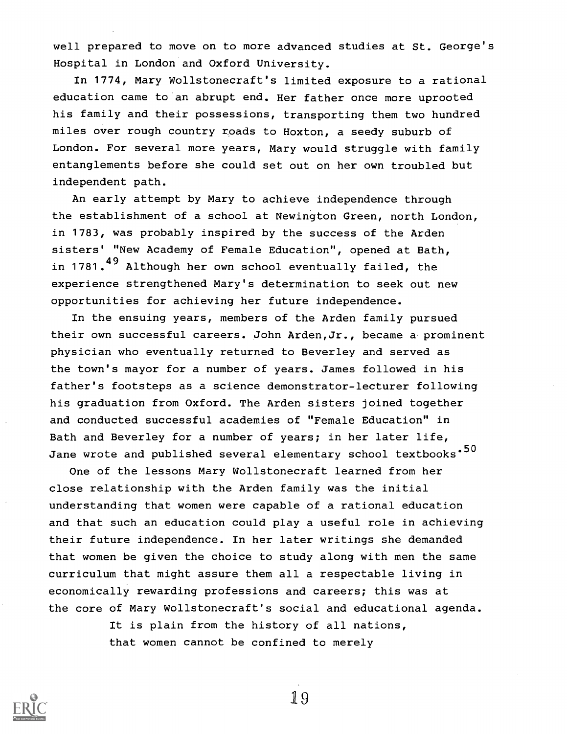well prepared to move on to more advanced studies at St. George's Hospital in London and Oxford University.

In 1774, Mary Wollstonecraft's limited exposure to a rational education came to an abrupt end. Her father once more uprooted his family and their possessions, transporting them two hundred miles over rough country roads to Hoxton, a seedy suburb of London. For several more years, Mary would struggle with family entanglements before she could set out on her own troubled but independent path.

An early attempt by Mary to achieve independence through the establishment of a school at Newington Green, north London, in 1783, was probably inspired by the success of the Arden sisters' "New Academy of Female Education", opened at Bath, in 1781.[49] Although her own school eventually failed, the experience strengthened Mary's determination to seek out new opportunities for achieving her future independence.

In the ensuing years, members of the Arden family pursued their own successful careers. John Arden,Jr., became a prominent physician who eventually returned to Beverley and served as the town's mayor for a number of years. James followed in his father's footsteps as a science demonstrator-lecturer following his graduation from Oxford. The Arden sisters joined together and conducted successful academies of "Female Education" in Bath and Beverley for a number of years; in her later life, Jane wrote and published several elementary school textbooks.[50]

One of the lessons Mary Wollstonecraft learned from her close relationship with the Arden family was the initial understanding that women were capable of a rational education and that such an education could play a useful role in achieving their future independence. In her later writings she demanded that women be given the choice to study along with men the same curriculum that might assure them all a respectable living in economically rewarding professions and careers; this was at the core of Mary Wollstonecraft's social and educational agenda.

> It is plain from the history of all nations, that women cannot be confined to merely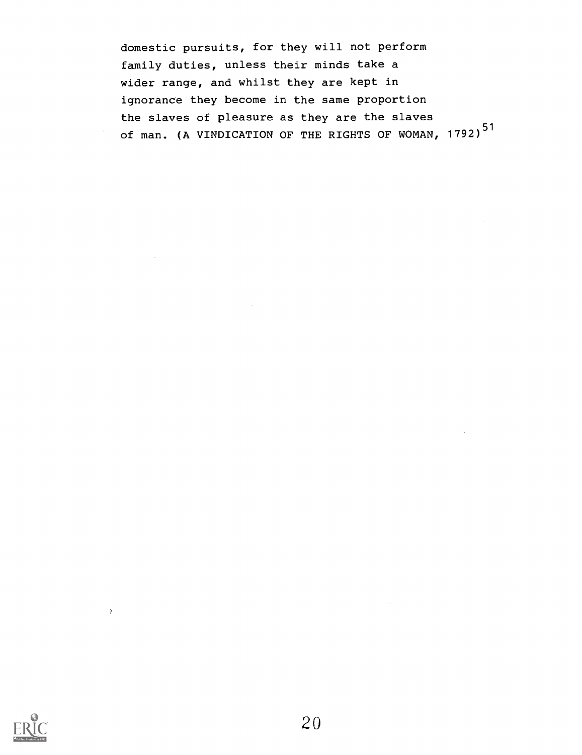domestic pursuits, for they will not perform family duties, unless their minds take a wider range, and whilst they are kept in ignorance they become in the same proportion the slaves of pleasure as they are the slaves of man. (A VINDICATION OF THE RIGHTS OF WOMAN, 1792)[51]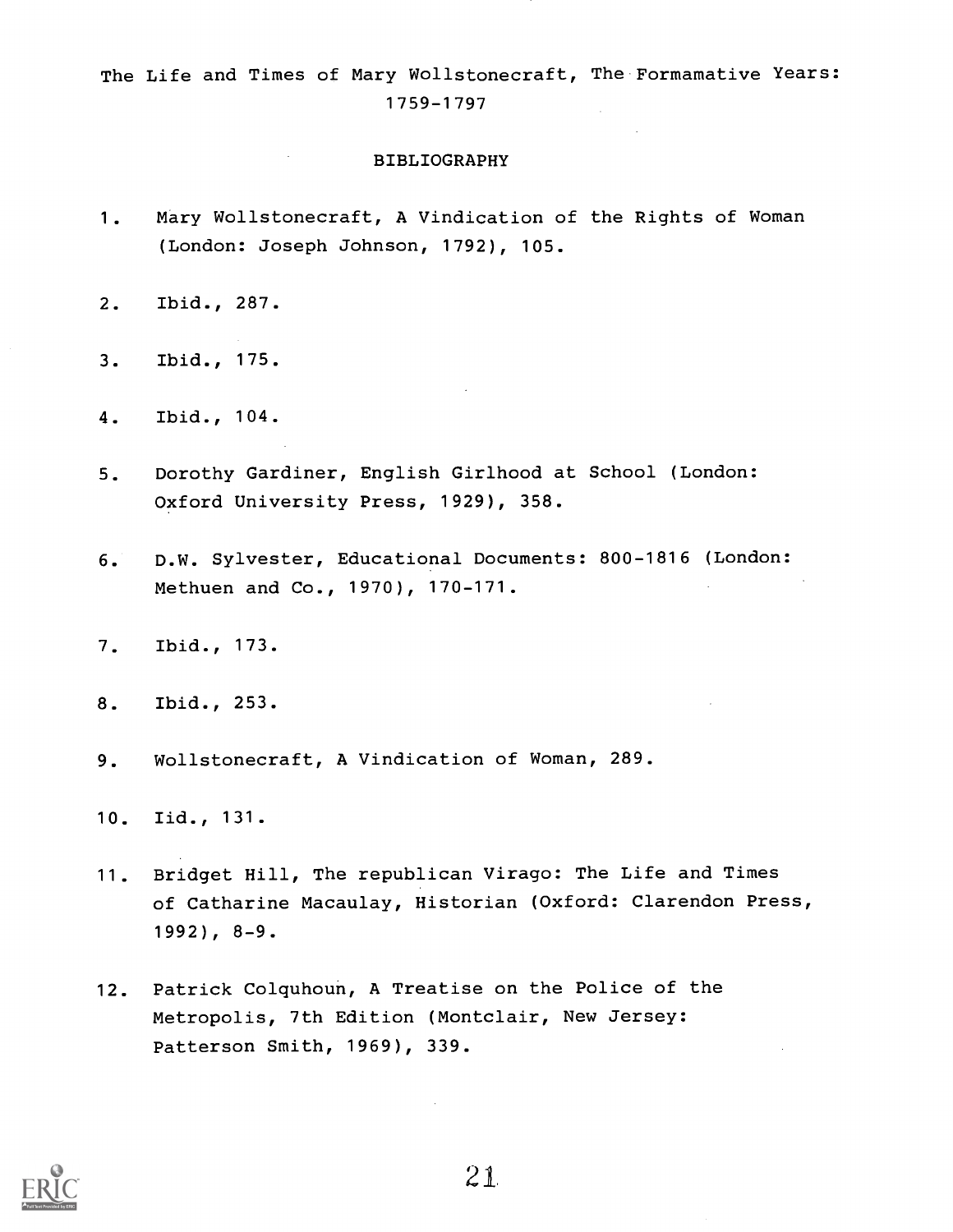The Life and Times of Mary Wollstonecraft, The Formamative Years: 1759-1797

BIBLIOGRAPHY

1. Mary Wollstonecraft, A Vindication of the Rights of Woman (London: Joseph Johnson, 1792), 105.

2. Ibid., 287.

3. Ibid., 175.

4. Ibid., 104.

5. Dorothy Gardiner, English Girlhood at School (London: Oxford University Press, 1929), 358.

6. D.W. Sylvester, Educational Documents: 800-1816 (London: Methuen and Co., 1970), 170-171.

7. Ibid., 173.

8. Ibid., 253.

9. Wollstonecraft, A Vindication of Woman, 289.

10. Iid., 131.

11. Bridget Hill, The republican Virago: The Life and Times of Catharine Macaulay, Historian (Oxford: Clarendon Press, 1992), 8-9.

12. Patrick Colquhoun, A Treatise on the Police of the Metropolis, 7th Edition (Montclair, New Jersey: Patterson Smith, 1969), 339.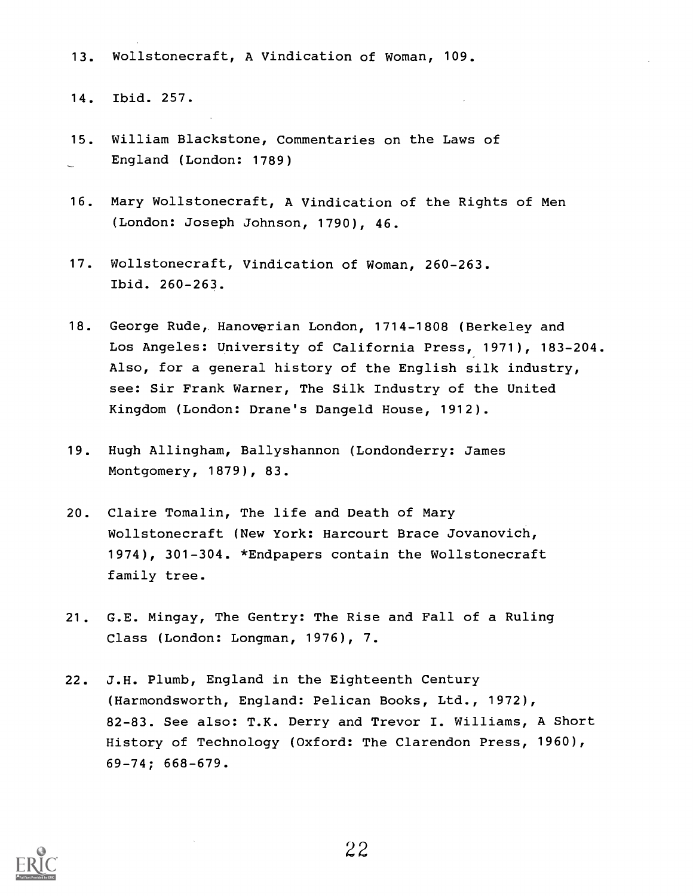13. Wollstonecraft, A Vindication of Woman, 109.

14. Ibid. 257.

15. William Blackstone, Commentaries on the Laws of England (London: 1789)

16. Mary Wollstonecraft, A Vindication of the Rights of Men (London: Joseph Johnson, 1790), 46.

17. Wollstonecraft, Vindication of Woman, 260-263.
    Ibid. 260-263.

18. George Rude, Hanoverian London, 1714-1808 (Berkeley and Los Angeles: University of California Press, 1971), 183-204. Also, for a general history of the English silk industry, see: Sir Frank Warner, The Silk Industry of the United Kingdom (London: Drane's Dangeld House, 1912).

19. Hugh Allingham, Ballyshannon (Londonderry: James Montgomery, 1879), 83.

20. Claire Tomalin, The life and Death of Mary Wollstonecraft (New York: Harcourt Brace Jovanovich, 1974), 301-304. *Endpapers contain the Wollstonecraft family tree.

21. G.E. Mingay, The Gentry: The Rise and Fall of a Ruling Class (London: Longman, 1976), 7.

22. J.H. Plumb, England in the Eighteenth Century (Harmondsworth, England: Pelican Books, Ltd., 1972), 82-83. See also: T.K. Derry and Trevor I. Williams, A Short History of Technology (Oxford: The Clarendon Press, 1960), 69-74; 668-679.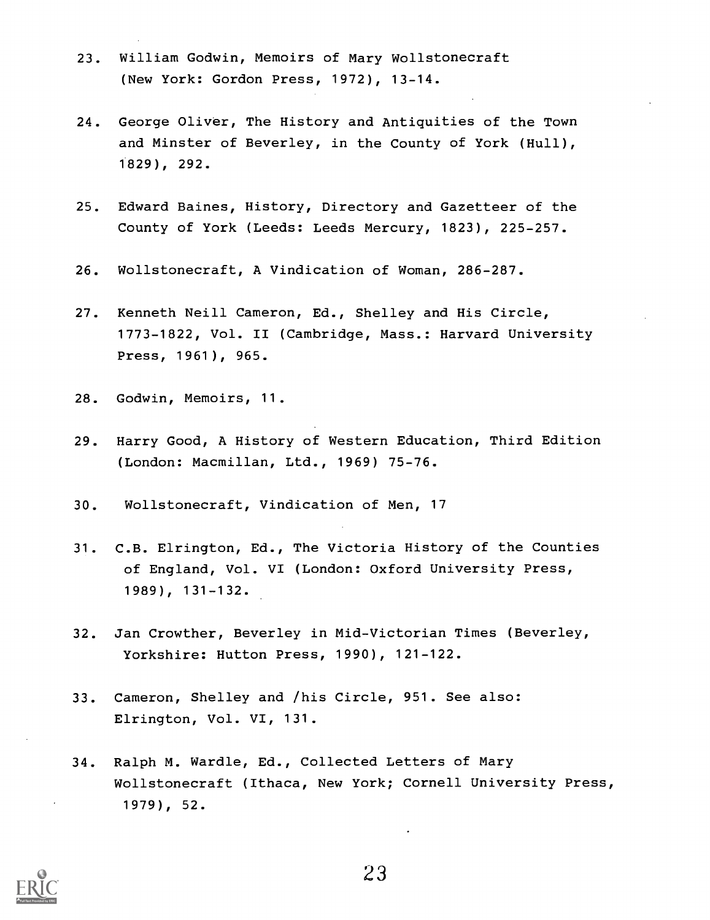23. William Godwin, Memoirs of Mary Wollstonecraft (New York: Gordon Press, 1972), 13-14.

24. George Oliver, The History and Antiquities of the Town and Minster of Beverley, in the County of York (Hull), 1829), 292.

25. Edward Baines, History, Directory and Gazetteer of the County of York (Leeds: Leeds Mercury, 1823), 225-257.

26. Wollstonecraft, A Vindication of Woman, 286-287.

27. Kenneth Neill Cameron, Ed., Shelley and His Circle, 1773-1822, Vol. II (Cambridge, Mass.: Harvard University Press, 1961), 965.

28. Godwin, Memoirs, 11.

29. Harry Good, A History of Western Education, Third Edition (London: Macmillan, Ltd., 1969) 75-76.

30. Wollstonecraft, Vindication of Men, 17

31. C.B. Elrington, Ed., The Victoria History of the Counties of England, Vol. VI (London: Oxford University Press, 1989), 131-132.

32. Jan Crowther, Beverley in Mid-Victorian Times (Beverley, Yorkshire: Hutton Press, 1990), 121-122.

33. Cameron, Shelley and /his Circle, 951. See also: Elrington, Vol. VI, 131.

34. Ralph M. Wardle, Ed., Collected Letters of Mary Wollstonecraft (Ithaca, New York; Cornell University Press, 1979), 52.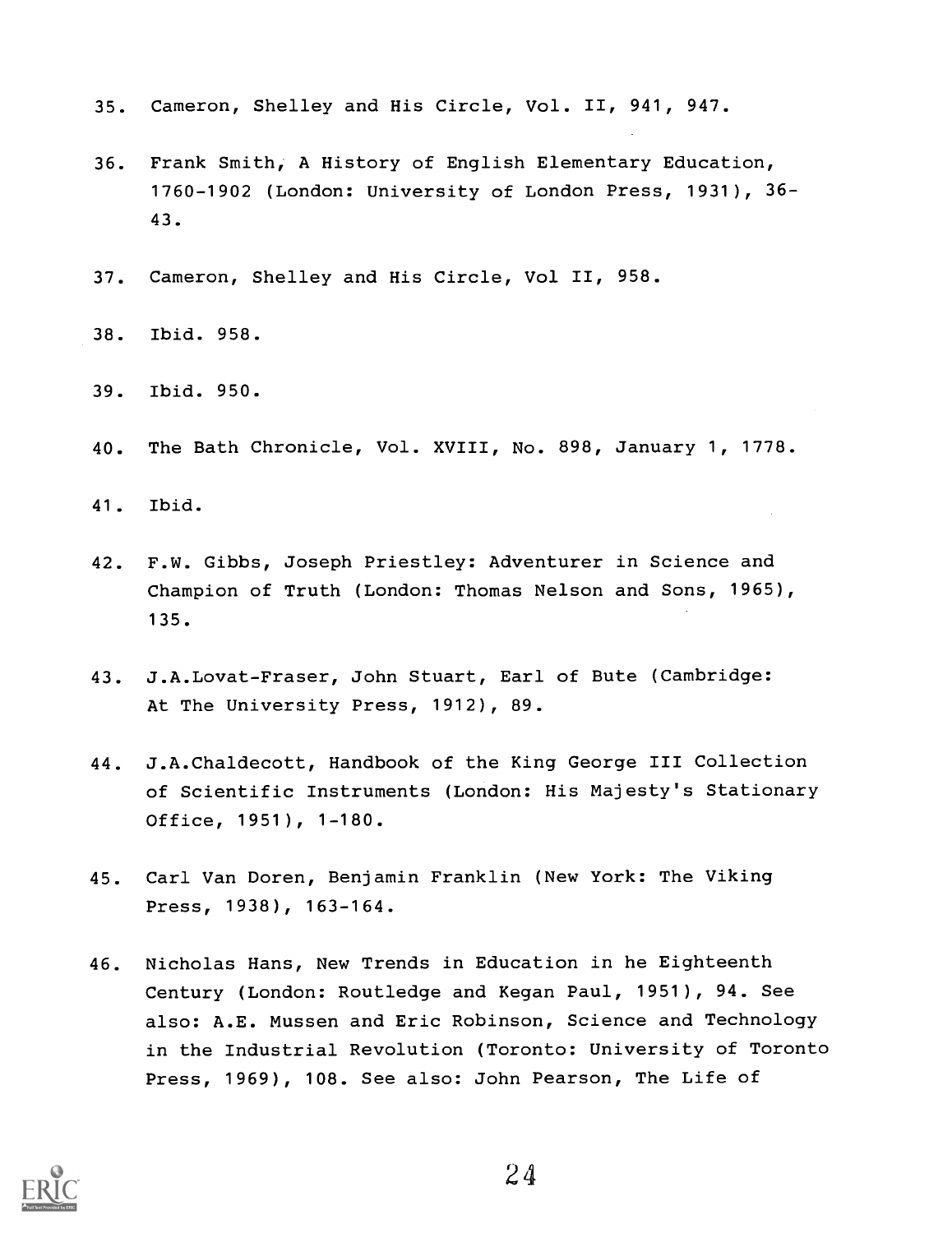35. Cameron, Shelley and His Circle, Vol. II, 941, 947.

36. Frank Smith, A History of English Elementary Education, 1760-1902 (London: University of London Press, 1931), 36-43.

37. Cameron, Shelley and His Circle, Vol II, 958.

38. Ibid. 958.

39. Ibid. 950.

40. The Bath Chronicle, Vol. XVIII, No. 898, January 1, 1778.

41. Ibid.

42. F.W. Gibbs, Joseph Priestley: Adventurer in Science and Champion of Truth (London: Thomas Nelson and Sons, 1965), 135.

43. J.A.Lovat-Fraser, John Stuart, Earl of Bute (Cambridge: At The University Press, 1912), 89.

44. J.A.Chaldecott, Handbook of the King George III Collection of Scientific Instruments (London: His Majesty's Stationary Office, 1951), 1-180.

45. Carl Van Doren, Benjamin Franklin (New York: The Viking Press, 1938), 163-164.

46. Nicholas Hans, New Trends in Education in he Eighteenth Century (London: Routledge and Kegan Paul, 1951), 94. See also: A.E. Mussen and Eric Robinson, Science and Technology in the Industrial Revolution (Toronto: University of Toronto Press, 1969), 108. See also: John Pearson, The Life of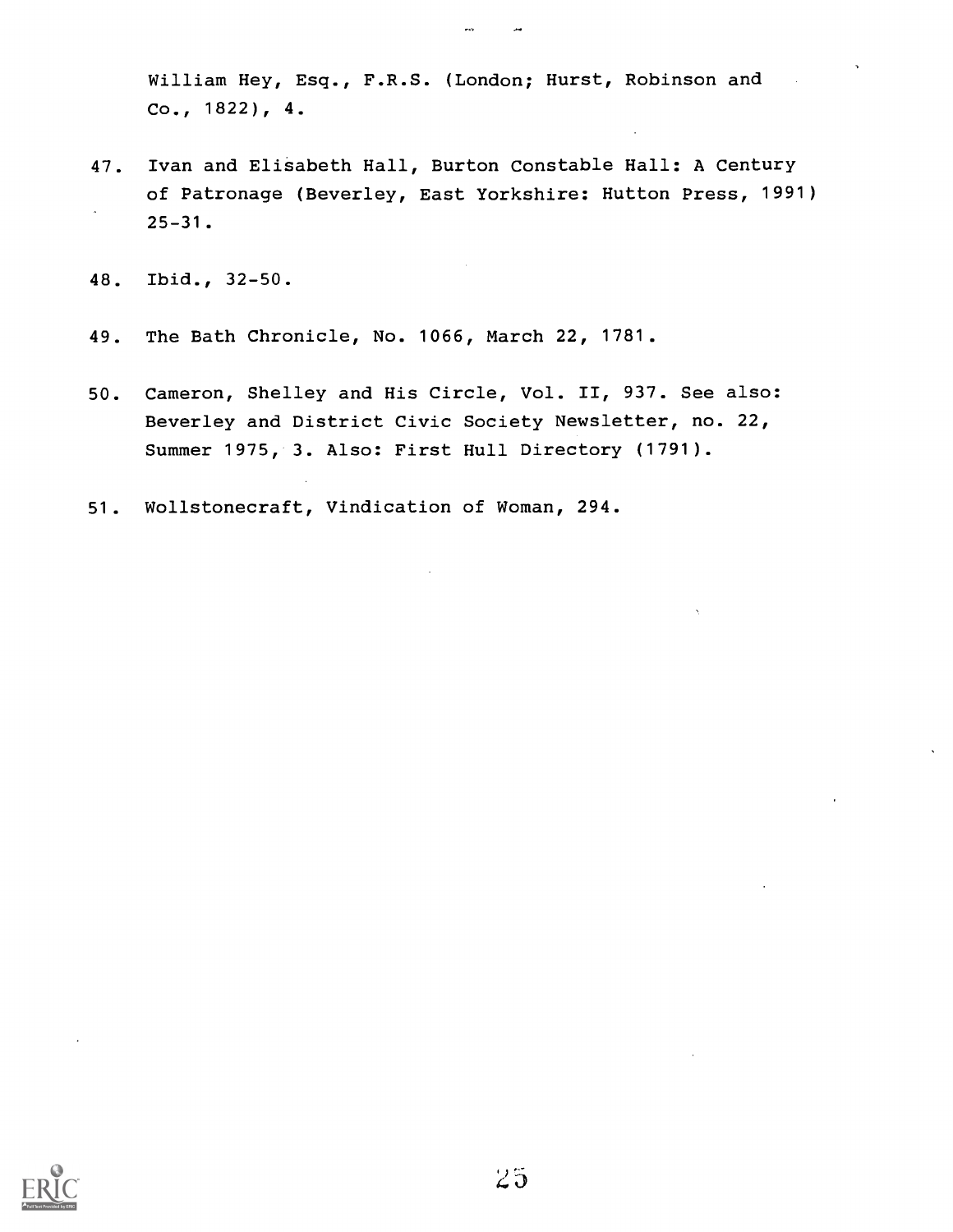William Hey, Esq., F.R.S. (London; Hurst, Robinson and Co., 1822), 4.

47. Ivan and Elisabeth Hall, Burton Constable Hall: A Century of Patronage (Beverley, East Yorkshire: Hutton Press, 1991) 25-31.

48. Ibid., 32-50.

49. The Bath Chronicle, No. 1066, March 22, 1781.

50. Cameron, Shelley and His Circle, Vol. II, 937. See also: Beverley and District Civic Society Newsletter, no. 22, Summer 1975, 3. Also: First Hull Directory (1791).

51. Wollstonecraft, Vindication of Woman, 294.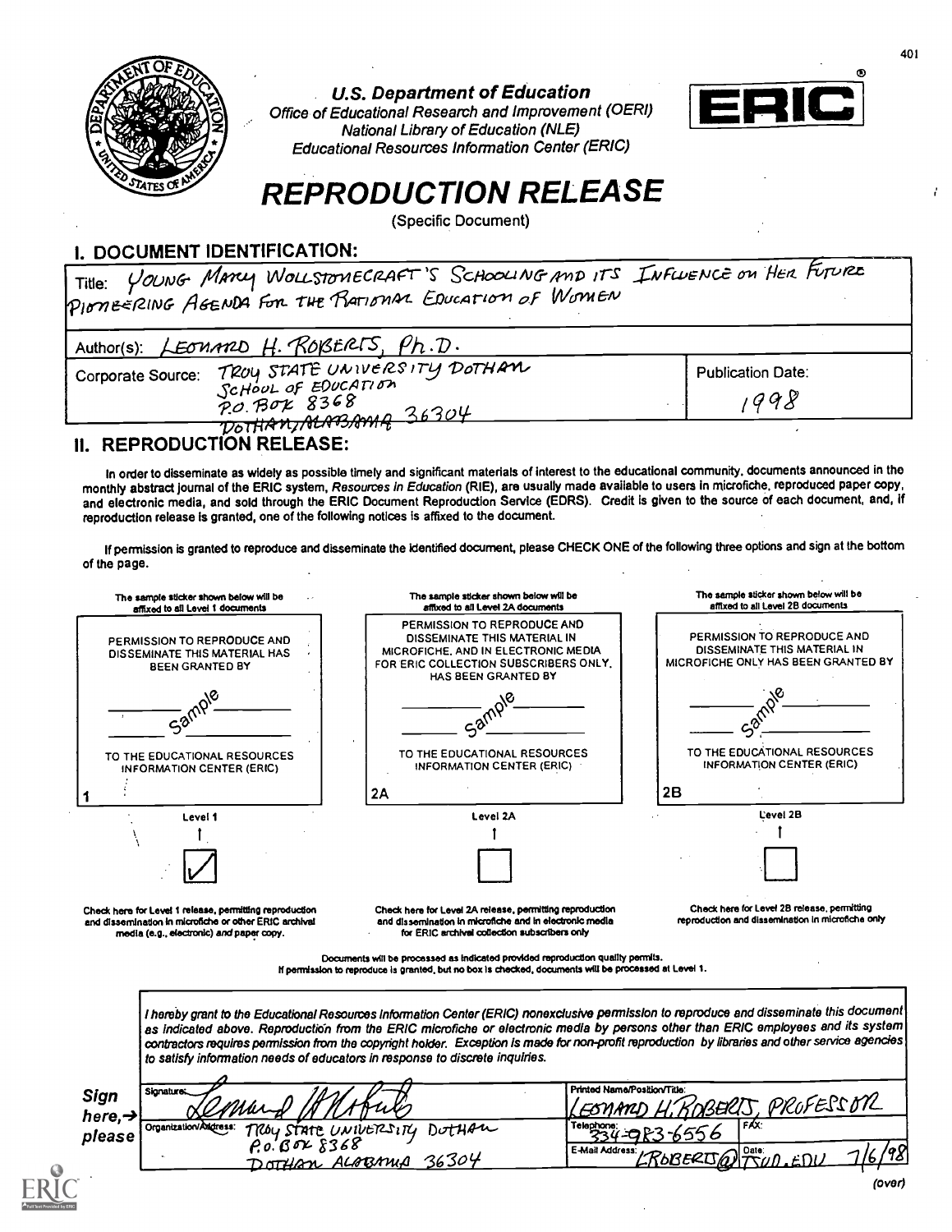U.S. Department of Education
Office of Educational Research and Improvement (OERI)
National Library of Education (NLE)
Educational Resources Information Center (ERIC)

ERIC®

# REPRODUCTION RELEASE

(Specific Document)

## I. DOCUMENT IDENTIFICATION:

| | |
|---|---|
| Title: YOUNG MARY WOLLSTONECRAFT'S SCHOOLING AND ITS INFLUENCE ON HER FUTURE PIONEERING AGENDA FOR THE RATIONAL EDUCATION OF WOMEN | |
| Author(s): LEONARD H. ROBERTS, Ph.D. | |
| Corporate Source: TROY STATE UNIVERSITY DOTHAN SCHOOL OF EDUCATION P.O. BOX 8368 DOTHAN, ALABAMA 36304 | Publication Date: 1998 |

## II. REPRODUCTION RELEASE:

In order to disseminate as widely as possible timely and significant materials of interest to the educational community, documents announced in the monthly abstract journal of the ERIC system, *Resources in Education* (RIE), are usually made available to users in microfiche, reproduced paper copy, and electronic media, and sold through the ERIC Document Reproduction Service (EDRS). Credit is given to the source of each document, and, if reproduction release is granted, one of the following notices is affixed to the document.

If permission is granted to reproduce and disseminate the identified document, please CHECK ONE of the following three options and sign at the bottom of the page.

| The sample sticker shown below will be affixed to all Level 1 documents | The sample sticker shown below will be affixed to all Level 2A documents | The sample sticker shown below will be affixed to all Level 2B documents |
|---|---|---|
| PERMISSION TO REPRODUCE AND DISSEMINATE THIS MATERIAL HAS BEEN GRANTED BY Sample TO THE EDUCATIONAL RESOURCES INFORMATION CENTER (ERIC) | PERMISSION TO REPRODUCE AND DISSEMINATE THIS MATERIAL IN MICROFICHE, AND IN ELECTRONIC MEDIA FOR ERIC COLLECTION SUBSCRIBERS ONLY, HAS BEEN GRANTED BY Sample TO THE EDUCATIONAL RESOURCES INFORMATION CENTER (ERIC) | PERMISSION TO REPRODUCE AND DISSEMINATE THIS MATERIAL IN MICROFICHE ONLY HAS BEEN GRANTED BY Sample TO THE EDUCATIONAL RESOURCES INFORMATION CENTER (ERIC) |
| 1 | 2A | 2B |
| Level 1 | Level 2A | Level 2B |
| ☑ | ☐ | ☐ |
| Check here for Level 1 release, permitting reproduction and dissemination in microfiche or other ERIC archival media (e.g., electronic) *and* paper copy. | Check here for Level 2A release, permitting reproduction and dissemination in microfiche and in electronic media for ERIC archival collection subscribers only | Check here for Level 2B release, permitting reproduction and dissemination in microfiche only |

Documents will be processed as indicated provided reproduction quality permits.
If permission to reproduce is granted, but no box is checked, documents will be processed at Level 1.

*I hereby grant to the Educational Resources Information Center (ERIC) nonexclusive permission to reproduce and disseminate this document as indicated above. Reproduction from the ERIC microfiche or electronic media by persons other than ERIC employees and its system contractors requires permission from the copyright holder. Exception is made for non-profit reproduction by libraries and other service agencies to satisfy information needs of educators in response to discrete inquiries.*

**Sign here, → please**

| | |
|---|---|
| Signature: Leonard H Roberts | Printed Name/Position/Title: LEONARD H. ROBERTS, PROFESSOR |
| Organization/Address: TROY STATE UNIVERSITY DOTHAN P.O. BOX 8368 DOTHAN ALABAMA 36304 | Telephone: 334-983-6556 FAX: |
| | E-Mail Address: LROBERTS@TSUD.EDU Date: 7/6/98 |

(over)